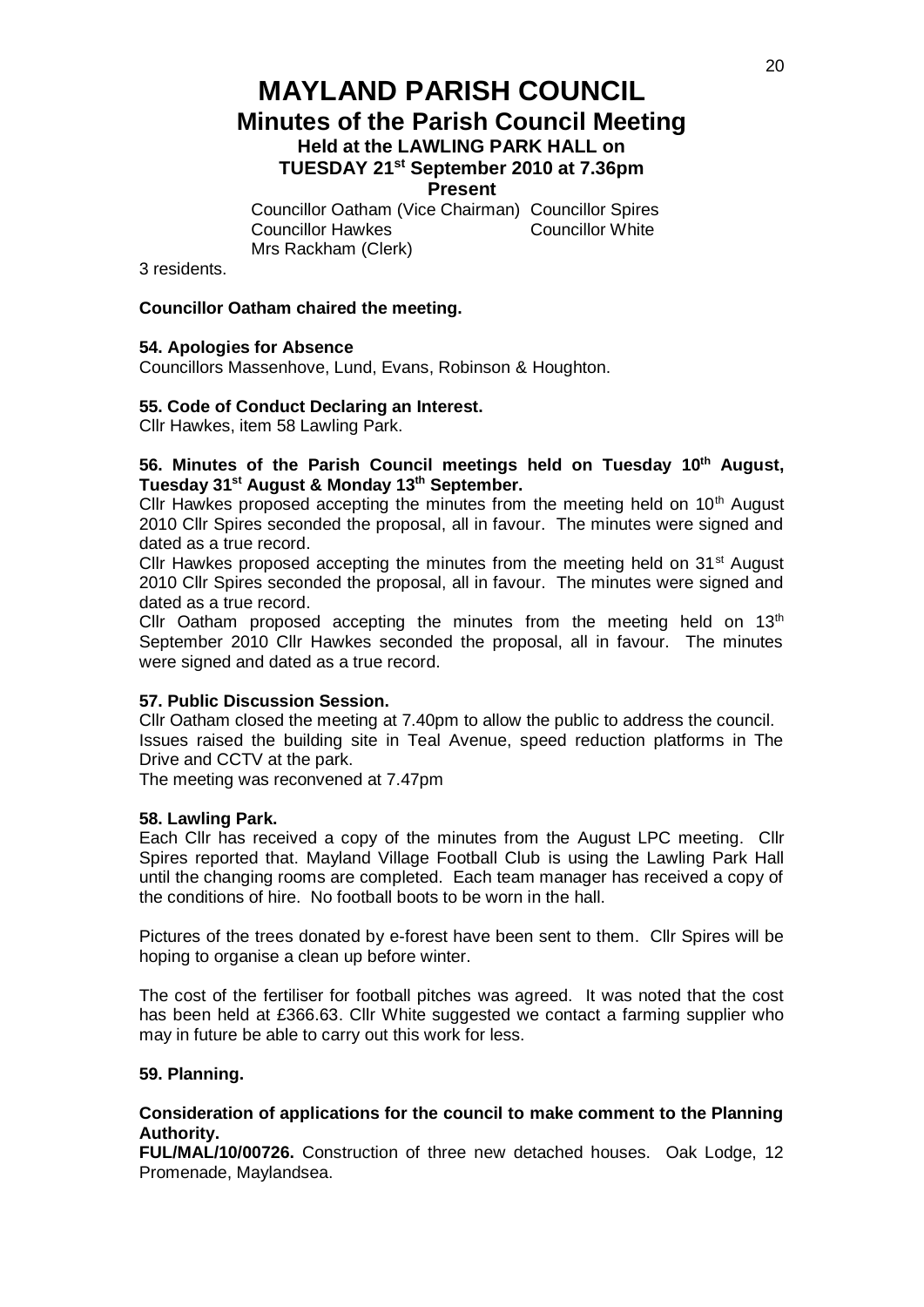# MAYLAND PARISH COUNCIL

## Minutes of the Parish Council Meeting

### Held at the LAWLING PARK HALL on TUESDAY 21st September 2010 at 7.36pm

**Present**

Councillor Oatham (Vice Chairman) Councillor Spires
Councillor Hawkes Councillor White
Mrs Rackham (Clerk)

3 residents.

**Councillor Oatham chaired the meeting.**

**54. Apologies for Absence**

Councillors Massenhove, Lund, Evans, Robinson & Houghton.

**55. Code of Conduct Declaring an Interest.**

Cllr Hawkes, item 58 Lawling Park.

**56. Minutes of the Parish Council meetings held on Tuesday 10th August, Tuesday 31st August & Monday 13th September.**

Cllr Hawkes proposed accepting the minutes from the meeting held on 10th August 2010 Cllr Spires seconded the proposal, all in favour. The minutes were signed and dated as a true record.

Cllr Hawkes proposed accepting the minutes from the meeting held on 31st August 2010 Cllr Spires seconded the proposal, all in favour. The minutes were signed and dated as a true record.

Cllr Oatham proposed accepting the minutes from the meeting held on 13th September 2010 Cllr Hawkes seconded the proposal, all in favour. The minutes were signed and dated as a true record.

**57. Public Discussion Session.**

Cllr Oatham closed the meeting at 7.40pm to allow the public to address the council. Issues raised the building site in Teal Avenue, speed reduction platforms in The Drive and CCTV at the park.

The meeting was reconvened at 7.47pm

**58. Lawling Park.**

Each Cllr has received a copy of the minutes from the August LPC meeting. Cllr Spires reported that. Mayland Village Football Club is using the Lawling Park Hall until the changing rooms are completed. Each team manager has received a copy of the conditions of hire. No football boots to be worn in the hall.

Pictures of the trees donated by e-forest have been sent to them. Cllr Spires will be hoping to organise a clean up before winter.

The cost of the fertiliser for football pitches was agreed. It was noted that the cost has been held at £366.63. Cllr White suggested we contact a farming supplier who may in future be able to carry out this work for less.

**59. Planning.**

**Consideration of applications for the council to make comment to the Planning Authority.**

**FUL/MAL/10/00726.** Construction of three new detached houses. Oak Lodge, 12 Promenade, Maylandsea.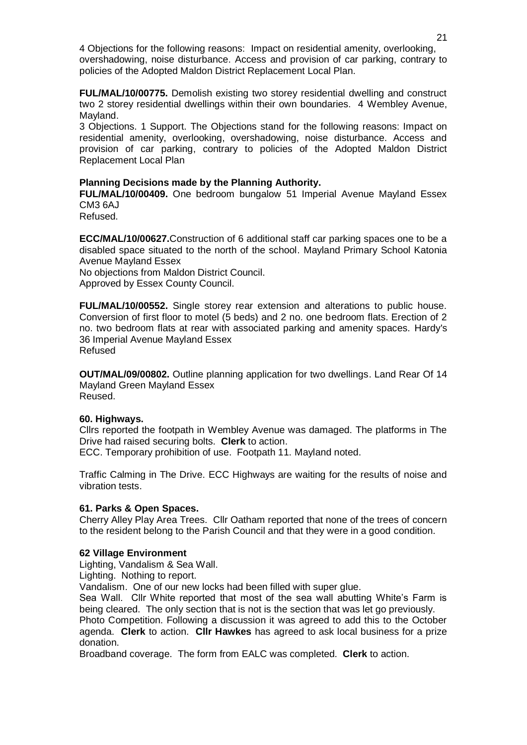4 Objections for the following reasons: Impact on residential amenity, overlooking, overshadowing, noise disturbance. Access and provision of car parking, contrary to policies of the Adopted Maldon District Replacement Local Plan.

**FUL/MAL/10/00775.** Demolish existing two storey residential dwelling and construct two 2 storey residential dwellings within their own boundaries. 4 Wembley Avenue, Mayland.
3 Objections. 1 Support. The Objections stand for the following reasons: Impact on residential amenity, overlooking, overshadowing, noise disturbance. Access and provision of car parking, contrary to policies of the Adopted Maldon District Replacement Local Plan

**Planning Decisions made by the Planning Authority.**
**FUL/MAL/10/00409.** One bedroom bungalow 51 Imperial Avenue Mayland Essex CM3 6AJ
Refused.

**ECC/MAL/10/00627.**Construction of 6 additional staff car parking spaces one to be a disabled space situated to the north of the school. Mayland Primary School Katonia Avenue Mayland Essex
No objections from Maldon District Council.
Approved by Essex County Council.

**FUL/MAL/10/00552.** Single storey rear extension and alterations to public house. Conversion of first floor to motel (5 beds) and 2 no. one bedroom flats. Erection of 2 no. two bedroom flats at rear with associated parking and amenity spaces. Hardy's 36 Imperial Avenue Mayland Essex
Refused

**OUT/MAL/09/00802.** Outline planning application for two dwellings. Land Rear Of 14 Mayland Green Mayland Essex
Reused.

**60. Highways.**
Cllrs reported the footpath in Wembley Avenue was damaged. The platforms in The Drive had raised securing bolts. **Clerk** to action.
ECC. Temporary prohibition of use. Footpath 11. Mayland noted.

Traffic Calming in The Drive. ECC Highways are waiting for the results of noise and vibration tests.

**61. Parks & Open Spaces.**
Cherry Alley Play Area Trees. Cllr Oatham reported that none of the trees of concern to the resident belong to the Parish Council and that they were in a good condition.

**62 Village Environment**
Lighting, Vandalism & Sea Wall.
Lighting. Nothing to report.
Vandalism. One of our new locks had been filled with super glue.
Sea Wall. Cllr White reported that most of the sea wall abutting White's Farm is being cleared. The only section that is not is the section that was let go previously.
Photo Competition. Following a discussion it was agreed to add this to the October agenda. **Clerk** to action. **Cllr Hawkes** has agreed to ask local business for a prize donation.
Broadband coverage. The form from EALC was completed. **Clerk** to action.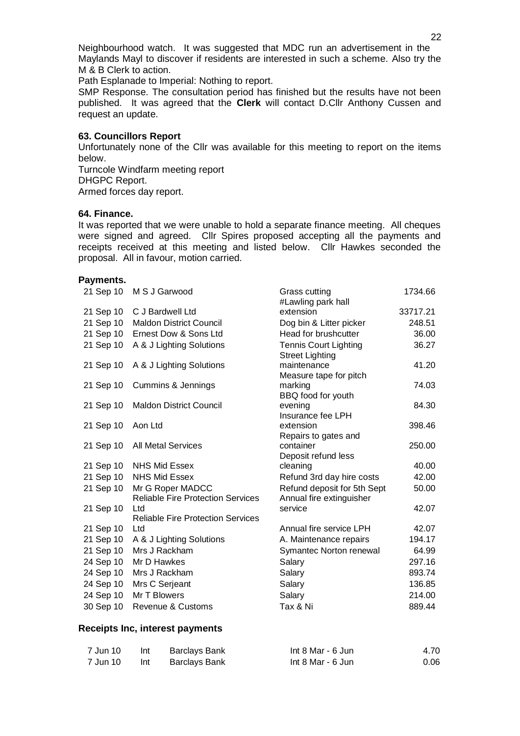Neighbourhood watch. It was suggested that MDC run an advertisement in the Maylands Mayl to discover if residents are interested in such a scheme. Also try the M & B Clerk to action.

Path Esplanade to Imperial: Nothing to report.

SMP Response. The consultation period has finished but the results have not been published. It was agreed that the **Clerk** will contact D.Cllr Anthony Cussen and request an update.

**63. Councillors Report**

Unfortunately none of the Cllr was available for this meeting to report on the items below.

Turncole Windfarm meeting report
DHGPC Report.
Armed forces day report.

**64. Finance.**

It was reported that we were unable to hold a separate finance meeting. All cheques were signed and agreed. Cllr Spires proposed accepting all the payments and receipts received at this meeting and listed below. Cllr Hawkes seconded the proposal. All in favour, motion carried.

**Payments.**

| | | | |
|---|---|---|---|
| 21 Sep 10 | M S J Garwood | Grass cutting | 1734.66 |
| 21 Sep 10 | C J Bardwell Ltd | #Lawling park hall extension | 33717.21 |
| 21 Sep 10 | Maldon District Council | Dog bin & Litter picker | 248.51 |
| 21 Sep 10 | Ernest Dow & Sons Ltd | Head for brushcutter | 36.00 |
| 21 Sep 10 | A & J Lighting Solutions | Tennis Court Lighting | 36.27 |
| 21 Sep 10 | A & J Lighting Solutions | Street Lighting maintenance | 41.20 |
| 21 Sep 10 | Cummins & Jennings | Measure tape for pitch marking | 74.03 |
| 21 Sep 10 | Maldon District Council | BBQ food for youth evening | 84.30 |
| 21 Sep 10 | Aon Ltd | Insurance fee LPH extension | 398.46 |
| 21 Sep 10 | All Metal Services | Repairs to gates and container | 250.00 |
| 21 Sep 10 | NHS Mid Essex | Deposit refund less cleaning | 40.00 |
| 21 Sep 10 | NHS Mid Essex | Refund 3rd day hire costs | 42.00 |
| 21 Sep 10 | Mr G Roper MADCC | Refund deposit for 5th Sept | 50.00 |
| 21 Sep 10 | Reliable Fire Protection Services Ltd | Annual fire extinguisher service | 42.07 |
| 21 Sep 10 | Reliable Fire Protection Services Ltd | Annual fire service LPH | 42.07 |
| 21 Sep 10 | A & J Lighting Solutions | A. Maintenance repairs | 194.17 |
| 21 Sep 10 | Mrs J Rackham | Symantec Norton renewal | 64.99 |
| 24 Sep 10 | Mr D Hawkes | Salary | 297.16 |
| 24 Sep 10 | Mrs J Rackham | Salary | 893.74 |
| 24 Sep 10 | Mrs C Serjeant | Salary | 136.85 |
| 24 Sep 10 | Mr T Blowers | Salary | 214.00 |
| 30 Sep 10 | Revenue & Customs | Tax & Ni | 889.44 |

**Receipts Inc, interest payments**

| | | | | |
|---|---|---|---|---|
| 7 Jun 10 | Int | Barclays Bank | Int 8 Mar - 6 Jun | 4.70 |
| 7 Jun 10 | Int | Barclays Bank | Int 8 Mar - 6 Jun | 0.06 |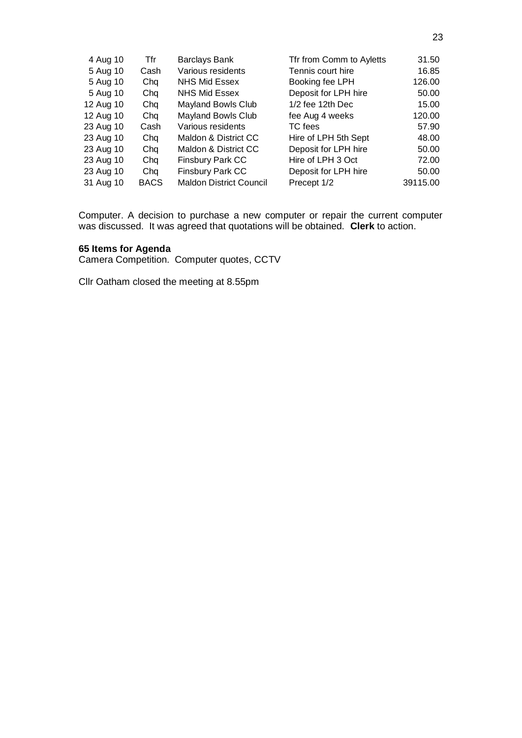| | | | | |
|---|---|---|---|---|
| 4 Aug 10 | Tfr | Barclays Bank | Tfr from Comm to Ayletts | 31.50 |
| 5 Aug 10 | Cash | Various residents | Tennis court hire | 16.85 |
| 5 Aug 10 | Chq | NHS Mid Essex | Booking fee LPH | 126.00 |
| 5 Aug 10 | Chq | NHS Mid Essex | Deposit for LPH hire | 50.00 |
| 12 Aug 10 | Chq | Mayland Bowls Club | 1/2 fee 12th Dec | 15.00 |
| 12 Aug 10 | Chq | Mayland Bowls Club | fee Aug 4 weeks | 120.00 |
| 23 Aug 10 | Cash | Various residents | TC fees | 57.90 |
| 23 Aug 10 | Chq | Maldon & District CC | Hire of LPH 5th Sept | 48.00 |
| 23 Aug 10 | Chq | Maldon & District CC | Deposit for LPH hire | 50.00 |
| 23 Aug 10 | Chq | Finsbury Park CC | Hire of LPH 3 Oct | 72.00 |
| 23 Aug 10 | Chq | Finsbury Park CC | Deposit for LPH hire | 50.00 |
| 31 Aug 10 | BACS | Maldon District Council | Precept 1/2 | 39115.00 |

Computer. A decision to purchase a new computer or repair the current computer was discussed. It was agreed that quotations will be obtained. **Clerk** to action.

**65 Items for Agenda**

Camera Competition. Computer quotes, CCTV

Cllr Oatham closed the meeting at 8.55pm